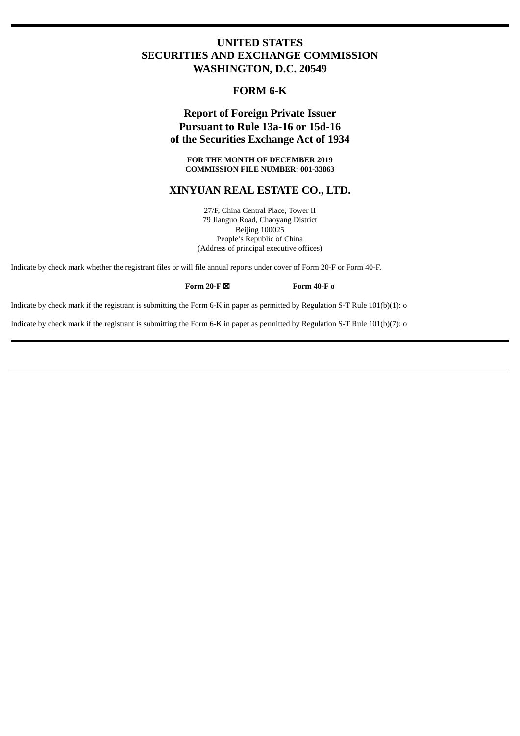# UNITED STATES
# SECURITIES AND EXCHANGE COMMISSION
# WASHINGTON, D.C. 20549

## FORM 6-K

## Report of Foreign Private Issuer
## Pursuant to Rule 13a-16 or 15d-16
## of the Securities Exchange Act of 1934

**FOR THE MONTH OF DECEMBER 2019**
**COMMISSION FILE NUMBER: 001-33863**

## XINYUAN REAL ESTATE CO., LTD.

27/F, China Central Place, Tower II
79 Jianguo Road, Chaoyang District
Beijing 100025
People's Republic of China
(Address of principal executive offices)

Indicate by check mark whether the registrant files or will file annual reports under cover of Form 20-F or Form 40-F.

**Form 20-F ☒** **Form 40-F o**

Indicate by check mark if the registrant is submitting the Form 6-K in paper as permitted by Regulation S-T Rule 101(b)(1): o

Indicate by check mark if the registrant is submitting the Form 6-K in paper as permitted by Regulation S-T Rule 101(b)(7): o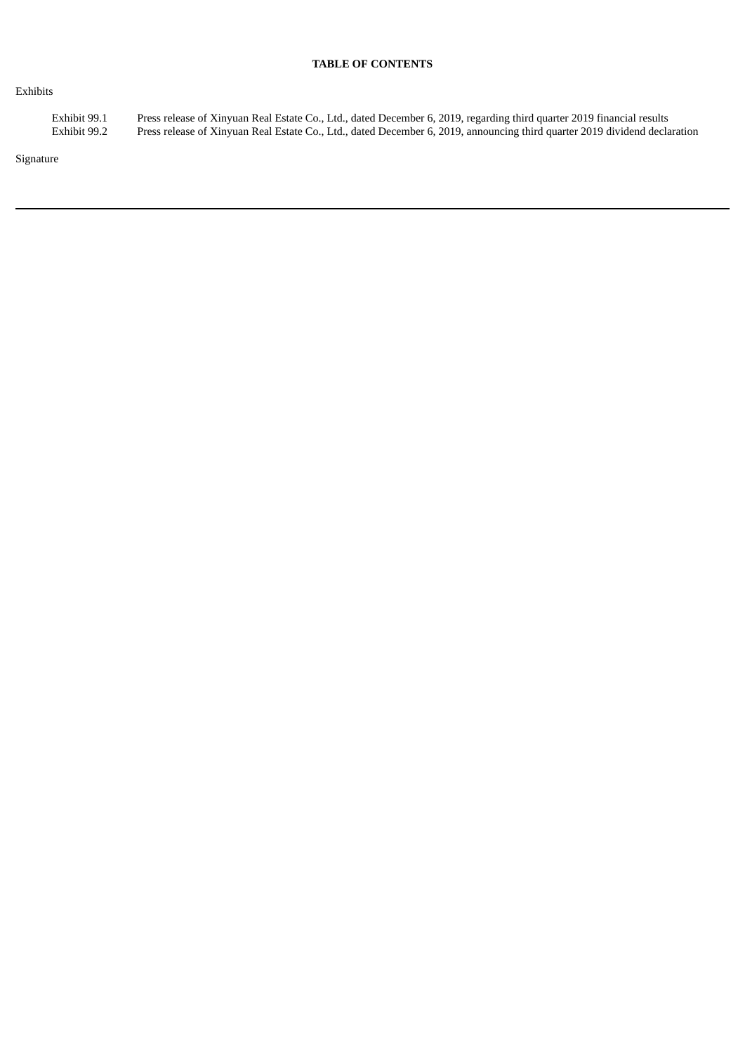**TABLE OF CONTENTS**

Exhibits

| | |
|---|---|
| Exhibit 99.1 | Press release of Xinyuan Real Estate Co., Ltd., dated December 6, 2019, regarding third quarter 2019 financial results |
| Exhibit 99.2 | Press release of Xinyuan Real Estate Co., Ltd., dated December 6, 2019, announcing third quarter 2019 dividend declaration |

Signature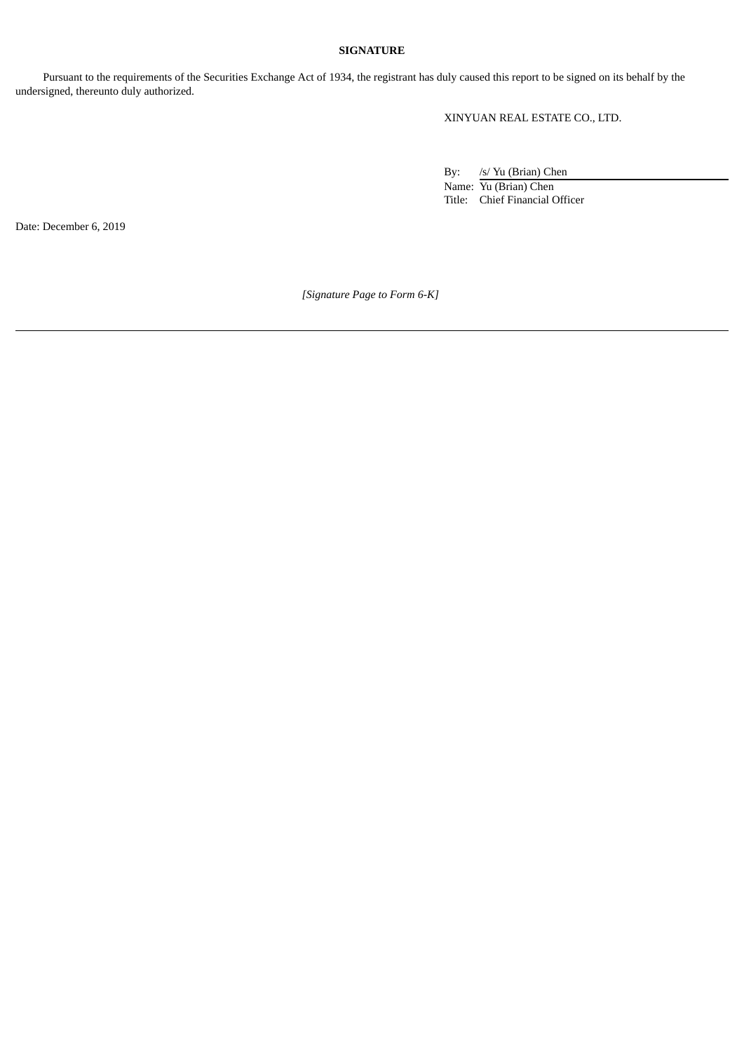**SIGNATURE**

Pursuant to the requirements of the Securities Exchange Act of 1934, the registrant has duly caused this report to be signed on its behalf by the undersigned, thereunto duly authorized.

XINYUAN REAL ESTATE CO., LTD.

By: /s/ Yu (Brian) Chen
Name: Yu (Brian) Chen
Title: Chief Financial Officer

Date: December 6, 2019

*[Signature Page to Form 6-K]*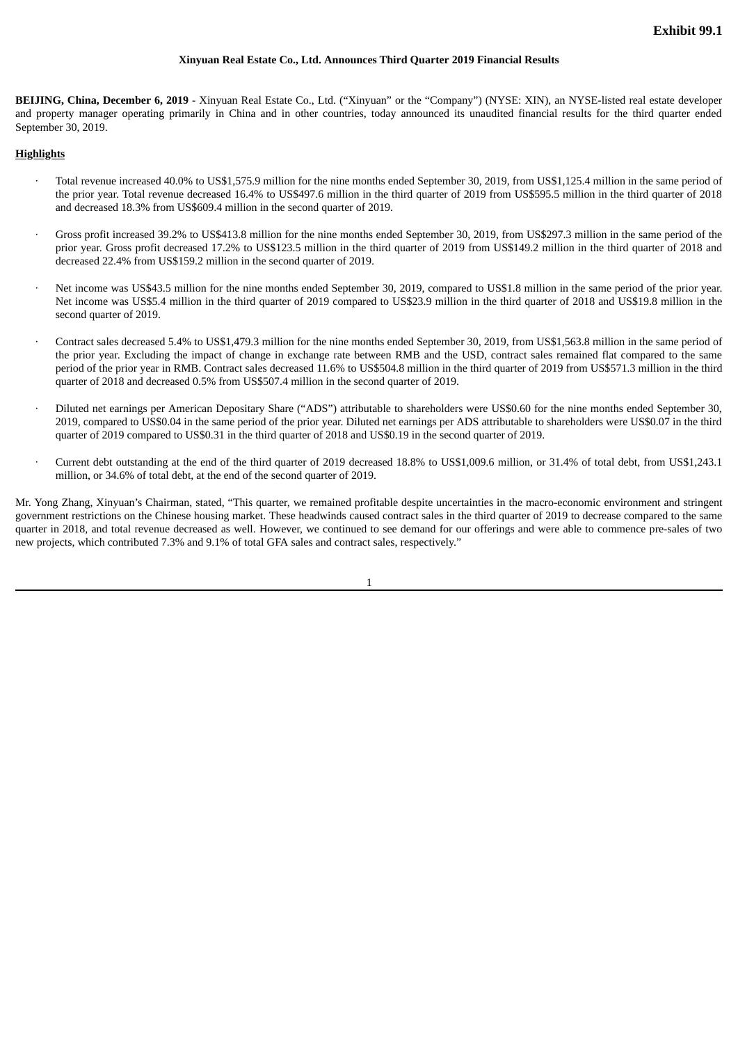**Exhibit 99.1**

**Xinyuan Real Estate Co., Ltd. Announces Third Quarter 2019 Financial Results**

**BEIJING, China, December 6, 2019** - Xinyuan Real Estate Co., Ltd. ("Xinyuan" or the "Company") (NYSE: XIN), an NYSE-listed real estate developer and property manager operating primarily in China and in other countries, today announced its unaudited financial results for the third quarter ended September 30, 2019.

**Highlights**

- Total revenue increased 40.0% to US$1,575.9 million for the nine months ended September 30, 2019, from US$1,125.4 million in the same period of the prior year. Total revenue decreased 16.4% to US$497.6 million in the third quarter of 2019 from US$595.5 million in the third quarter of 2018 and decreased 18.3% from US$609.4 million in the second quarter of 2019.

- Gross profit increased 39.2% to US$413.8 million for the nine months ended September 30, 2019, from US$297.3 million in the same period of the prior year. Gross profit decreased 17.2% to US$123.5 million in the third quarter of 2019 from US$149.2 million in the third quarter of 2018 and decreased 22.4% from US$159.2 million in the second quarter of 2019.

- Net income was US$43.5 million for the nine months ended September 30, 2019, compared to US$1.8 million in the same period of the prior year. Net income was US$5.4 million in the third quarter of 2019 compared to US$23.9 million in the third quarter of 2018 and US$19.8 million in the second quarter of 2019.

- Contract sales decreased 5.4% to US$1,479.3 million for the nine months ended September 30, 2019, from US$1,563.8 million in the same period of the prior year. Excluding the impact of change in exchange rate between RMB and the USD, contract sales remained flat compared to the same period of the prior year in RMB. Contract sales decreased 11.6% to US$504.8 million in the third quarter of 2019 from US$571.3 million in the third quarter of 2018 and decreased 0.5% from US$507.4 million in the second quarter of 2019.

- Diluted net earnings per American Depositary Share ("ADS") attributable to shareholders were US$0.60 for the nine months ended September 30, 2019, compared to US$0.04 in the same period of the prior year. Diluted net earnings per ADS attributable to shareholders were US$0.07 in the third quarter of 2019 compared to US$0.31 in the third quarter of 2018 and US$0.19 in the second quarter of 2019.

- Current debt outstanding at the end of the third quarter of 2019 decreased 18.8% to US$1,009.6 million, or 31.4% of total debt, from US$1,243.1 million, or 34.6% of total debt, at the end of the second quarter of 2019.

Mr. Yong Zhang, Xinyuan's Chairman, stated, "This quarter, we remained profitable despite uncertainties in the macro-economic environment and stringent government restrictions on the Chinese housing market. These headwinds caused contract sales in the third quarter of 2019 to decrease compared to the same quarter in 2018, and total revenue decreased as well. However, we continued to see demand for our offerings and were able to commence pre-sales of two new projects, which contributed 7.3% and 9.1% of total GFA sales and contract sales, respectively."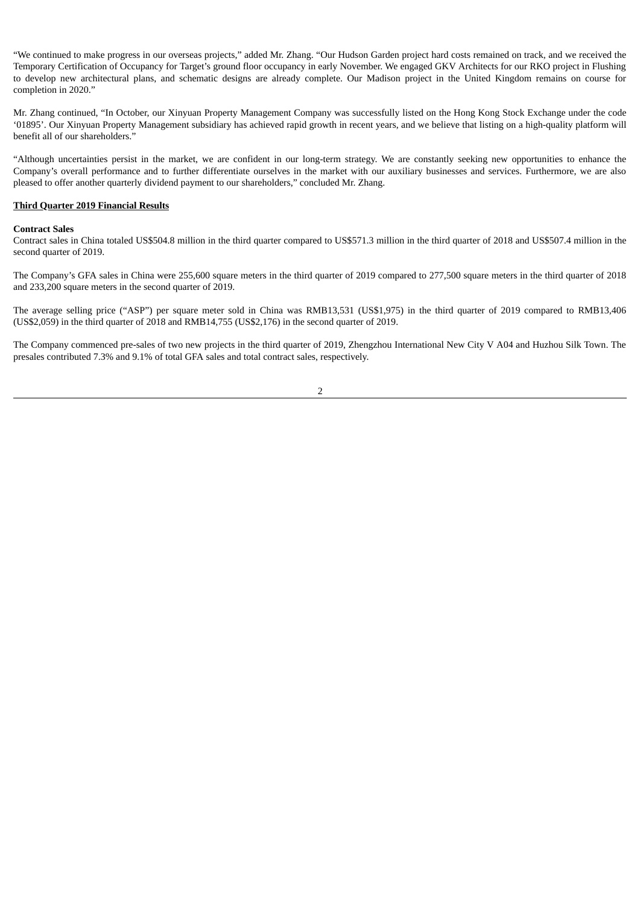"We continued to make progress in our overseas projects," added Mr. Zhang. "Our Hudson Garden project hard costs remained on track, and we received the Temporary Certification of Occupancy for Target's ground floor occupancy in early November. We engaged GKV Architects for our RKO project in Flushing to develop new architectural plans, and schematic designs are already complete. Our Madison project in the United Kingdom remains on course for completion in 2020."

Mr. Zhang continued, "In October, our Xinyuan Property Management Company was successfully listed on the Hong Kong Stock Exchange under the code '01895'. Our Xinyuan Property Management subsidiary has achieved rapid growth in recent years, and we believe that listing on a high-quality platform will benefit all of our shareholders."

"Although uncertainties persist in the market, we are confident in our long-term strategy. We are constantly seeking new opportunities to enhance the Company's overall performance and to further differentiate ourselves in the market with our auxiliary businesses and services. Furthermore, we are also pleased to offer another quarterly dividend payment to our shareholders," concluded Mr. Zhang.

**Third Quarter 2019 Financial Results**

**Contract Sales**

Contract sales in China totaled US$504.8 million in the third quarter compared to US$571.3 million in the third quarter of 2018 and US$507.4 million in the second quarter of 2019.

The Company's GFA sales in China were 255,600 square meters in the third quarter of 2019 compared to 277,500 square meters in the third quarter of 2018 and 233,200 square meters in the second quarter of 2019.

The average selling price ("ASP") per square meter sold in China was RMB13,531 (US$1,975) in the third quarter of 2019 compared to RMB13,406 (US$2,059) in the third quarter of 2018 and RMB14,755 (US$2,176) in the second quarter of 2019.

The Company commenced pre-sales of two new projects in the third quarter of 2019, Zhengzhou International New City V A04 and Huzhou Silk Town. The presales contributed 7.3% and 9.1% of total GFA sales and total contract sales, respectively.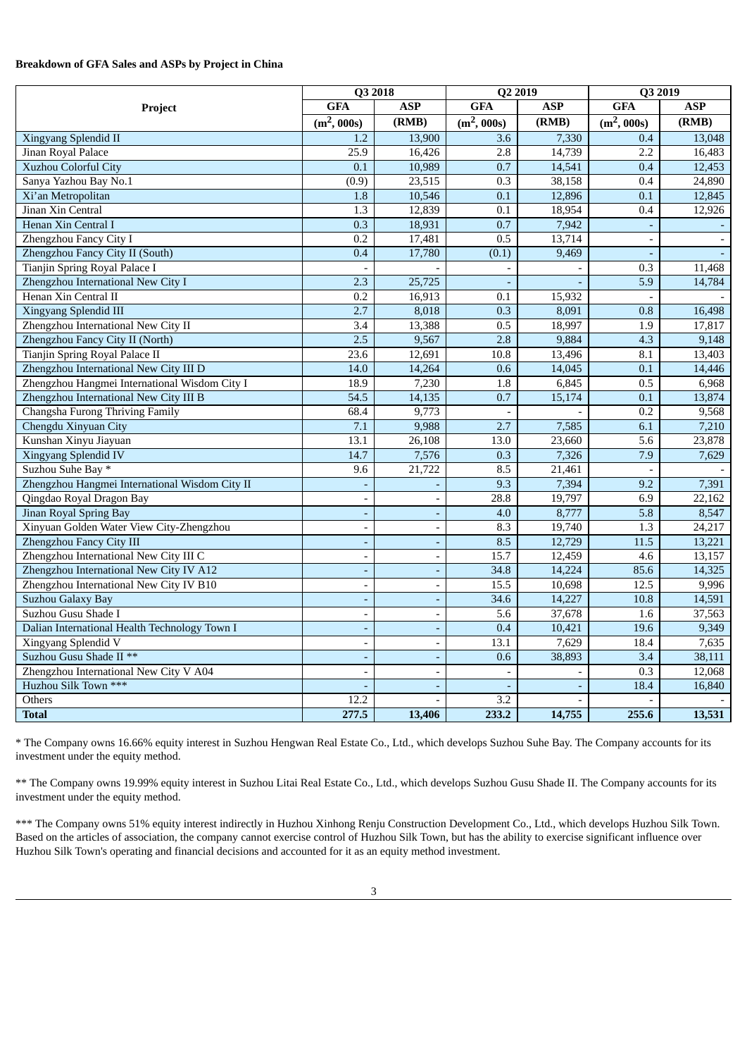**Breakdown of GFA Sales and ASPs by Project in China**

| Project | Q3 2018 | | Q2 2019 | | Q3 2019 | |
|---|---|---|---|---|---|---|
| | GFA | ASP | GFA | ASP | GFA | ASP |
| | ($m^2$, 000s) | (RMB) | ($m^2$, 000s) | (RMB) | ($m^2$, 000s) | (RMB) |
| Xingyang Splendid II | 1.2 | 13,900 | 3.6 | 7,330 | 0.4 | 13,048 |
| Jinan Royal Palace | 25.9 | 16,426 | 2.8 | 14,739 | 2.2 | 16,483 |
| Xuzhou Colorful City | 0.1 | 10,989 | 0.7 | 14,541 | 0.4 | 12,453 |
| Sanya Yazhou Bay No.1 | (0.9) | 23,515 | 0.3 | 38,158 | 0.4 | 24,890 |
| Xi'an Metropolitan | 1.8 | 10,546 | 0.1 | 12,896 | 0.1 | 12,845 |
| Jinan Xin Central | 1.3 | 12,839 | 0.1 | 18,954 | 0.4 | 12,926 |
| Henan Xin Central I | 0.3 | 18,931 | 0.7 | 7,942 | - | - |
| Zhengzhou Fancy City I | 0.2 | 17,481 | 0.5 | 13,714 | - | - |
| Zhengzhou Fancy City II (South) | 0.4 | 17,780 | (0.1) | 9,469 | - | - |
| Tianjin Spring Royal Palace I | - | - | - | - | 0.3 | 11,468 |
| Zhengzhou International New City I | 2.3 | 25,725 | - | - | 5.9 | 14,784 |
| Henan Xin Central II | 0.2 | 16,913 | 0.1 | 15,932 | - | - |
| Xingyang Splendid III | 2.7 | 8,018 | 0.3 | 8,091 | 0.8 | 16,498 |
| Zhengzhou International New City II | 3.4 | 13,388 | 0.5 | 18,997 | 1.9 | 17,817 |
| Zhengzhou Fancy City II (North) | 2.5 | 9,567 | 2.8 | 9,884 | 4.3 | 9,148 |
| Tianjin Spring Royal Palace II | 23.6 | 12,691 | 10.8 | 13,496 | 8.1 | 13,403 |
| Zhengzhou International New City III D | 14.0 | 14,264 | 0.6 | 14,045 | 0.1 | 14,446 |
| Zhengzhou Hangmei International Wisdom City I | 18.9 | 7,230 | 1.8 | 6,845 | 0.5 | 6,968 |
| Zhengzhou International New City III B | 54.5 | 14,135 | 0.7 | 15,174 | 0.1 | 13,874 |
| Changsha Furong Thriving Family | 68.4 | 9,773 | - | - | 0.2 | 9,568 |
| Chengdu Xinyuan City | 7.1 | 9,988 | 2.7 | 7,585 | 6.1 | 7,210 |
| Kunshan Xinyu Jiayuan | 13.1 | 26,108 | 13.0 | 23,660 | 5.6 | 23,878 |
| Xingyang Splendid IV | 14.7 | 7,576 | 0.3 | 7,326 | 7.9 | 7,629 |
| Suzhou Suhe Bay * | 9.6 | 21,722 | 8.5 | 21,461 | - | - |
| Zhengzhou Hangmei International Wisdom City II | - | - | 9.3 | 7,394 | 9.2 | 7,391 |
| Qingdao Royal Dragon Bay | - | - | 28.8 | 19,797 | 6.9 | 22,162 |
| Jinan Royal Spring Bay | - | - | 4.0 | 8,777 | 5.8 | 8,547 |
| Xinyuan Golden Water View City-Zhengzhou | - | - | 8.3 | 19,740 | 1.3 | 24,217 |
| Zhengzhou Fancy City III | - | - | 8.5 | 12,729 | 11.5 | 13,221 |
| Zhengzhou International New City III C | - | - | 15.7 | 12,459 | 4.6 | 13,157 |
| Zhengzhou International New City IV A12 | - | - | 34.8 | 14,224 | 85.6 | 14,325 |
| Zhengzhou International New City IV B10 | - | - | 15.5 | 10,698 | 12.5 | 9,996 |
| Suzhou Galaxy Bay | - | - | 34.6 | 14,227 | 10.8 | 14,591 |
| Suzhou Gusu Shade I | - | - | 5.6 | 37,678 | 1.6 | 37,563 |
| Dalian International Health Technology Town I | - | - | 0.4 | 10,421 | 19.6 | 9,349 |
| Xingyang Splendid V | - | - | 13.1 | 7,629 | 18.4 | 7,635 |
| Suzhou Gusu Shade II ** | - | - | 0.6 | 38,893 | 3.4 | 38,111 |
| Zhengzhou International New City V A04 | - | - | - | - | 0.3 | 12,068 |
| Huzhou Silk Town *** | - | - | - | - | 18.4 | 16,840 |
| Others | 12.2 | - | 3.2 | - | - | - |
| **Total** | **277.5** | **13,406** | **233.2** | **14,755** | **255.6** | **13,531** |

* The Company owns 16.66% equity interest in Suzhou Hengwan Real Estate Co., Ltd., which develops Suzhou Suhe Bay. The Company accounts for its investment under the equity method.

** The Company owns 19.99% equity interest in Suzhou Litai Real Estate Co., Ltd., which develops Suzhou Gusu Shade II. The Company accounts for its investment under the equity method.

*** The Company owns 51% equity interest indirectly in Huzhou Xinhong Renju Construction Development Co., Ltd., which develops Huzhou Silk Town. Based on the articles of association, the company cannot exercise control of Huzhou Silk Town, but has the ability to exercise significant influence over Huzhou Silk Town's operating and financial decisions and accounted for it as an equity method investment.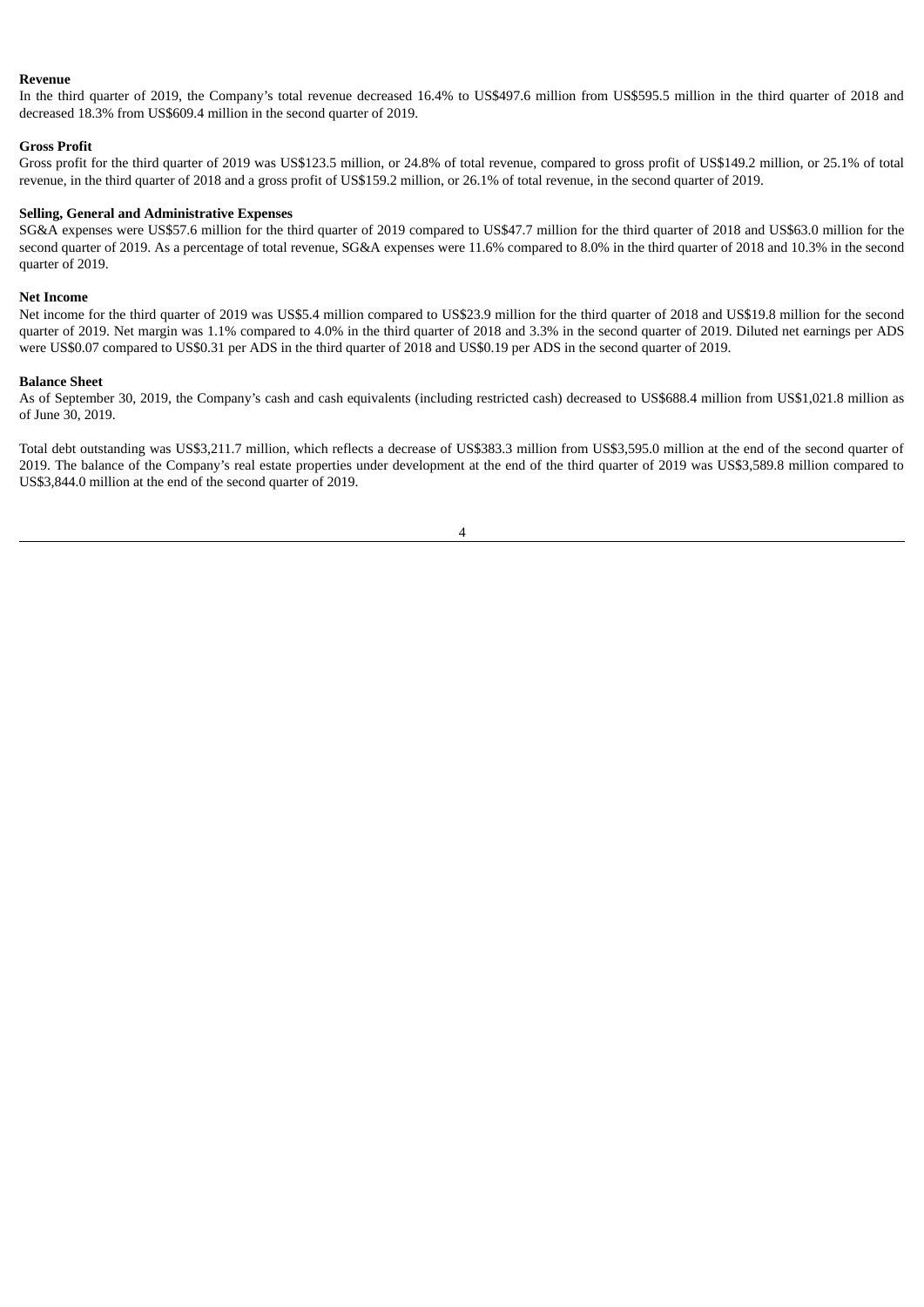**Revenue**

In the third quarter of 2019, the Company's total revenue decreased 16.4% to US$497.6 million from US$595.5 million in the third quarter of 2018 and decreased 18.3% from US$609.4 million in the second quarter of 2019.

**Gross Profit**

Gross profit for the third quarter of 2019 was US$123.5 million, or 24.8% of total revenue, compared to gross profit of US$149.2 million, or 25.1% of total revenue, in the third quarter of 2018 and a gross profit of US$159.2 million, or 26.1% of total revenue, in the second quarter of 2019.

**Selling, General and Administrative Expenses**

SG&A expenses were US$57.6 million for the third quarter of 2019 compared to US$47.7 million for the third quarter of 2018 and US$63.0 million for the second quarter of 2019. As a percentage of total revenue, SG&A expenses were 11.6% compared to 8.0% in the third quarter of 2018 and 10.3% in the second quarter of 2019.

**Net Income**

Net income for the third quarter of 2019 was US$5.4 million compared to US$23.9 million for the third quarter of 2018 and US$19.8 million for the second quarter of 2019. Net margin was 1.1% compared to 4.0% in the third quarter of 2018 and 3.3% in the second quarter of 2019. Diluted net earnings per ADS were US$0.07 compared to US$0.31 per ADS in the third quarter of 2018 and US$0.19 per ADS in the second quarter of 2019.

**Balance Sheet**

As of September 30, 2019, the Company's cash and cash equivalents (including restricted cash) decreased to US$688.4 million from US$1,021.8 million as of June 30, 2019.

Total debt outstanding was US$3,211.7 million, which reflects a decrease of US$383.3 million from US$3,595.0 million at the end of the second quarter of 2019. The balance of the Company's real estate properties under development at the end of the third quarter of 2019 was US$3,589.8 million compared to US$3,844.0 million at the end of the second quarter of 2019.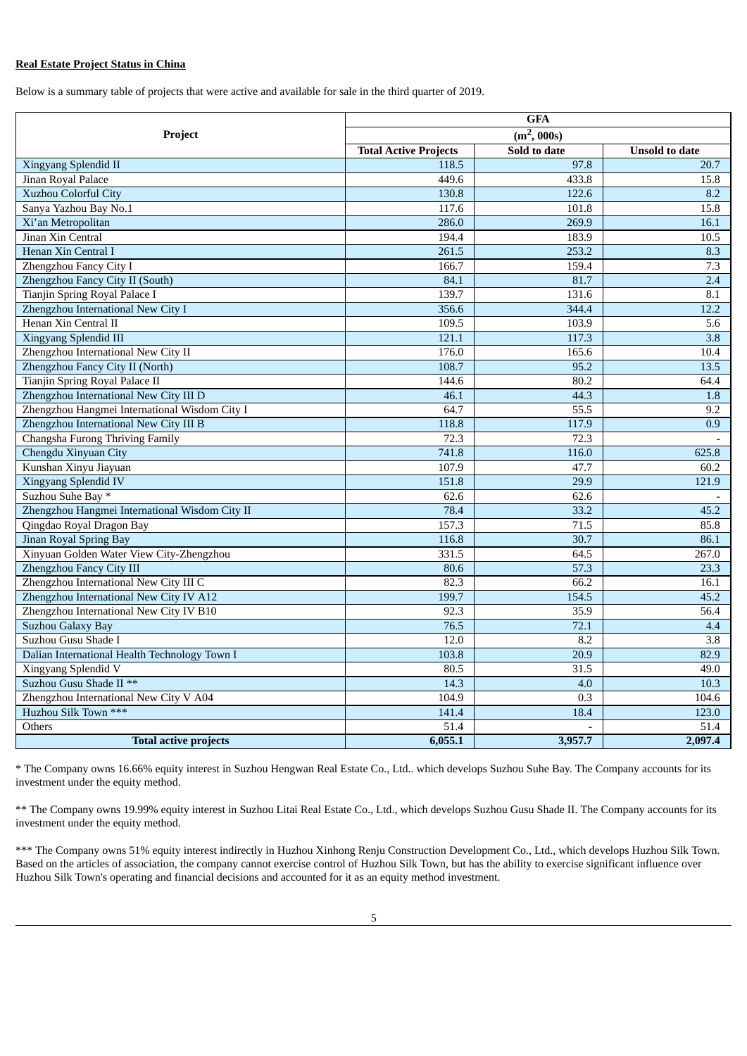**Real Estate Project Status in China**

Below is a summary table of projects that were active and available for sale in the third quarter of 2019.

| Project | GFA ($m^2$, 000s) | | |
|---|---|---|---|
| | Total Active Projects | Sold to date | Unsold to date |
| Xingyang Splendid II | 118.5 | 97.8 | 20.7 |
| Jinan Royal Palace | 449.6 | 433.8 | 15.8 |
| Xuzhou Colorful City | 130.8 | 122.6 | 8.2 |
| Sanya Yazhou Bay No.1 | 117.6 | 101.8 | 15.8 |
| Xi'an Metropolitan | 286.0 | 269.9 | 16.1 |
| Jinan Xin Central | 194.4 | 183.9 | 10.5 |
| Henan Xin Central I | 261.5 | 253.2 | 8.3 |
| Zhengzhou Fancy City I | 166.7 | 159.4 | 7.3 |
| Zhengzhou Fancy City II (South) | 84.1 | 81.7 | 2.4 |
| Tianjin Spring Royal Palace I | 139.7 | 131.6 | 8.1 |
| Zhengzhou International New City I | 356.6 | 344.4 | 12.2 |
| Henan Xin Central II | 109.5 | 103.9 | 5.6 |
| Xingyang Splendid III | 121.1 | 117.3 | 3.8 |
| Zhengzhou International New City II | 176.0 | 165.6 | 10.4 |
| Zhengzhou Fancy City II (North) | 108.7 | 95.2 | 13.5 |
| Tianjin Spring Royal Palace II | 144.6 | 80.2 | 64.4 |
| Zhengzhou International New City III D | 46.1 | 44.3 | 1.8 |
| Zhengzhou Hangmei International Wisdom City I | 64.7 | 55.5 | 9.2 |
| Zhengzhou International New City III B | 118.8 | 117.9 | 0.9 |
| Changsha Furong Thriving Family | 72.3 | 72.3 | - |
| Chengdu Xinyuan City | 741.8 | 116.0 | 625.8 |
| Kunshan Xinyu Jiayuan | 107.9 | 47.7 | 60.2 |
| Xingyang Splendid IV | 151.8 | 29.9 | 121.9 |
| Suzhou Suhe Bay * | 62.6 | 62.6 | - |
| Zhengzhou Hangmei International Wisdom City II | 78.4 | 33.2 | 45.2 |
| Qingdao Royal Dragon Bay | 157.3 | 71.5 | 85.8 |
| Jinan Royal Spring Bay | 116.8 | 30.7 | 86.1 |
| Xinyuan Golden Water View City-Zhengzhou | 331.5 | 64.5 | 267.0 |
| Zhengzhou Fancy City III | 80.6 | 57.3 | 23.3 |
| Zhengzhou International New City III C | 82.3 | 66.2 | 16.1 |
| Zhengzhou International New City IV A12 | 199.7 | 154.5 | 45.2 |
| Zhengzhou International New City IV B10 | 92.3 | 35.9 | 56.4 |
| Suzhou Galaxy Bay | 76.5 | 72.1 | 4.4 |
| Suzhou Gusu Shade I | 12.0 | 8.2 | 3.8 |
| Dalian International Health Technology Town I | 103.8 | 20.9 | 82.9 |
| Xingyang Splendid V | 80.5 | 31.5 | 49.0 |
| Suzhou Gusu Shade II ** | 14.3 | 4.0 | 10.3 |
| Zhengzhou International New City V A04 | 104.9 | 0.3 | 104.6 |
| Huzhou Silk Town *** | 141.4 | 18.4 | 123.0 |
| Others | 51.4 | - | 51.4 |
| **Total active projects** | **6,055.1** | **3,957.7** | **2,097.4** |

* The Company owns 16.66% equity interest in Suzhou Hengwan Real Estate Co., Ltd.. which develops Suzhou Suhe Bay. The Company accounts for its investment under the equity method.

** The Company owns 19.99% equity interest in Suzhou Litai Real Estate Co., Ltd., which develops Suzhou Gusu Shade II. The Company accounts for its investment under the equity method.

*** The Company owns 51% equity interest indirectly in Huzhou Xinhong Renju Construction Development Co., Ltd., which develops Huzhou Silk Town. Based on the articles of association, the company cannot exercise control of Huzhou Silk Town, but has the ability to exercise significant influence over Huzhou Silk Town's operating and financial decisions and accounted for it as an equity method investment.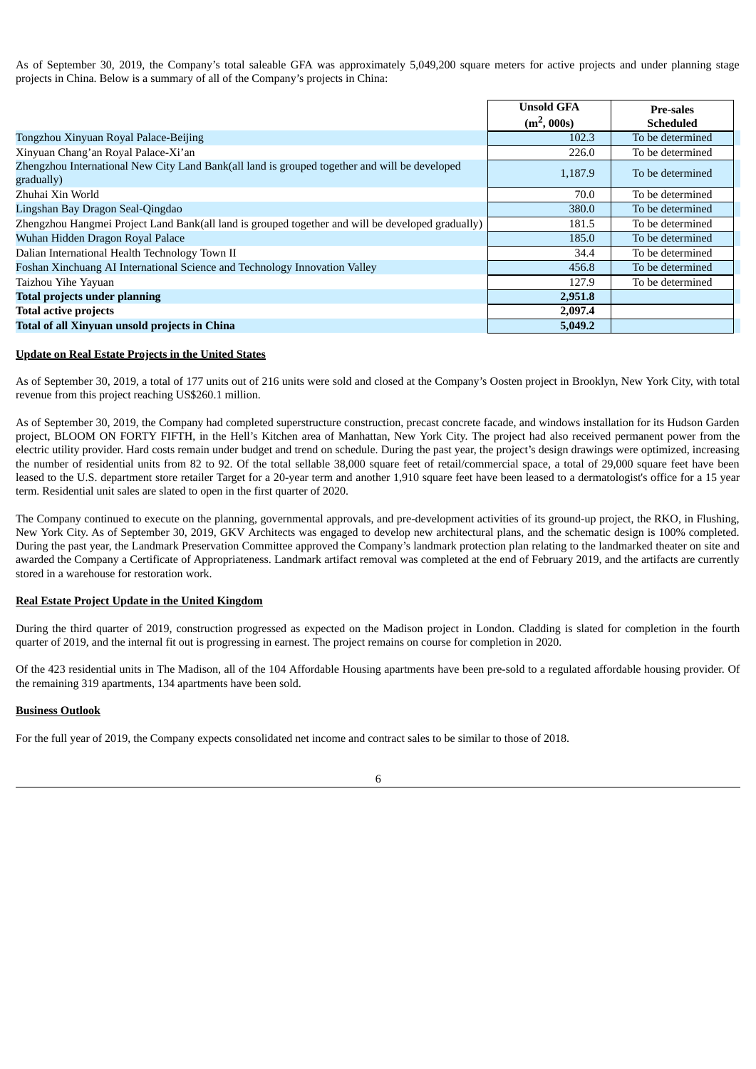As of September 30, 2019, the Company's total saleable GFA was approximately 5,049,200 square meters for active projects and under planning stage projects in China. Below is a summary of all of the Company's projects in China:

| | **Unsold GFA ($m^2$, 000s)** | **Pre-sales Scheduled** |
|---|---|---|
| Tongzhou Xinyuan Royal Palace-Beijing | 102.3 | To be determined |
| Xinyuan Chang'an Royal Palace-Xi'an | 226.0 | To be determined |
| Zhengzhou International New City Land Bank(all land is grouped together and will be developed gradually) | 1,187.9 | To be determined |
| Zhuhai Xin World | 70.0 | To be determined |
| Lingshan Bay Dragon Seal-Qingdao | 380.0 | To be determined |
| Zhengzhou Hangmei Project Land Bank(all land is grouped together and will be developed gradually) | 181.5 | To be determined |
| Wuhan Hidden Dragon Royal Palace | 185.0 | To be determined |
| Dalian International Health Technology Town II | 34.4 | To be determined |
| Foshan Xinchuang AI International Science and Technology Innovation Valley | 456.8 | To be determined |
| Taizhou Yihe Yayuan | 127.9 | To be determined |
| **Total projects under planning** | **2,951.8** | |
| **Total active projects** | **2,097.4** | |
| **Total of all Xinyuan unsold projects in China** | **5,049.2** | |

**Update on Real Estate Projects in the United States**

As of September 30, 2019, a total of 177 units out of 216 units were sold and closed at the Company's Oosten project in Brooklyn, New York City, with total revenue from this project reaching US$260.1 million.

As of September 30, 2019, the Company had completed superstructure construction, precast concrete facade, and windows installation for its Hudson Garden project, BLOOM ON FORTY FIFTH, in the Hell's Kitchen area of Manhattan, New York City. The project had also received permanent power from the electric utility provider. Hard costs remain under budget and trend on schedule. During the past year, the project's design drawings were optimized, increasing the number of residential units from 82 to 92. Of the total sellable 38,000 square feet of retail/commercial space, a total of 29,000 square feet have been leased to the U.S. department store retailer Target for a 20-year term and another 1,910 square feet have been leased to a dermatologist's office for a 15 year term. Residential unit sales are slated to open in the first quarter of 2020.

The Company continued to execute on the planning, governmental approvals, and pre-development activities of its ground-up project, the RKO, in Flushing, New York City. As of September 30, 2019, GKV Architects was engaged to develop new architectural plans, and the schematic design is 100% completed. During the past year, the Landmark Preservation Committee approved the Company's landmark protection plan relating to the landmarked theater on site and awarded the Company a Certificate of Appropriateness. Landmark artifact removal was completed at the end of February 2019, and the artifacts are currently stored in a warehouse for restoration work.

**Real Estate Project Update in the United Kingdom**

During the third quarter of 2019, construction progressed as expected on the Madison project in London. Cladding is slated for completion in the fourth quarter of 2019, and the internal fit out is progressing in earnest. The project remains on course for completion in 2020.

Of the 423 residential units in The Madison, all of the 104 Affordable Housing apartments have been pre-sold to a regulated affordable housing provider. Of the remaining 319 apartments, 134 apartments have been sold.

**Business Outlook**

For the full year of 2019, the Company expects consolidated net income and contract sales to be similar to those of 2018.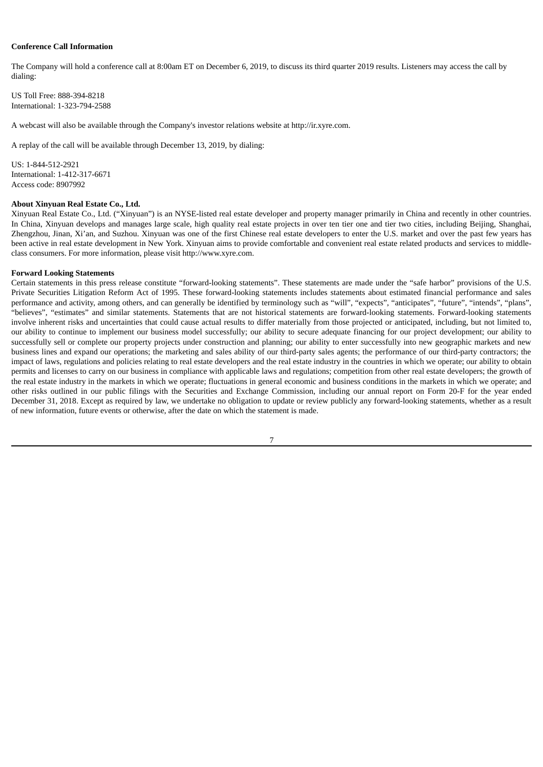**Conference Call Information**

The Company will hold a conference call at 8:00am ET on December 6, 2019, to discuss its third quarter 2019 results. Listeners may access the call by dialing:

US Toll Free: 888-394-8218
International: 1-323-794-2588

A webcast will also be available through the Company's investor relations website at http://ir.xyre.com.

A replay of the call will be available through December 13, 2019, by dialing:

US: 1-844-512-2921
International: 1-412-317-6671
Access code: 8907992

**About Xinyuan Real Estate Co., Ltd.**

Xinyuan Real Estate Co., Ltd. (“Xinyuan”) is an NYSE-listed real estate developer and property manager primarily in China and recently in other countries. In China, Xinyuan develops and manages large scale, high quality real estate projects in over ten tier one and tier two cities, including Beijing, Shanghai, Zhengzhou, Jinan, Xi’an, and Suzhou. Xinyuan was one of the first Chinese real estate developers to enter the U.S. market and over the past few years has been active in real estate development in New York. Xinyuan aims to provide comfortable and convenient real estate related products and services to middle-class consumers. For more information, please visit http://www.xyre.com.

**Forward Looking Statements**

Certain statements in this press release constitute “forward-looking statements”. These statements are made under the “safe harbor” provisions of the U.S. Private Securities Litigation Reform Act of 1995. These forward-looking statements includes statements about estimated financial performance and sales performance and activity, among others, and can generally be identified by terminology such as “will”, “expects”, “anticipates”, “future”, “intends”, “plans”, “believes”, “estimates” and similar statements. Statements that are not historical statements are forward-looking statements. Forward-looking statements involve inherent risks and uncertainties that could cause actual results to differ materially from those projected or anticipated, including, but not limited to, our ability to continue to implement our business model successfully; our ability to secure adequate financing for our project development; our ability to successfully sell or complete our property projects under construction and planning; our ability to enter successfully into new geographic markets and new business lines and expand our operations; the marketing and sales ability of our third-party sales agents; the performance of our third-party contractors; the impact of laws, regulations and policies relating to real estate developers and the real estate industry in the countries in which we operate; our ability to obtain permits and licenses to carry on our business in compliance with applicable laws and regulations; competition from other real estate developers; the growth of the real estate industry in the markets in which we operate; fluctuations in general economic and business conditions in the markets in which we operate; and other risks outlined in our public filings with the Securities and Exchange Commission, including our annual report on Form 20-F for the year ended December 31, 2018. Except as required by law, we undertake no obligation to update or review publicly any forward-looking statements, whether as a result of new information, future events or otherwise, after the date on which the statement is made.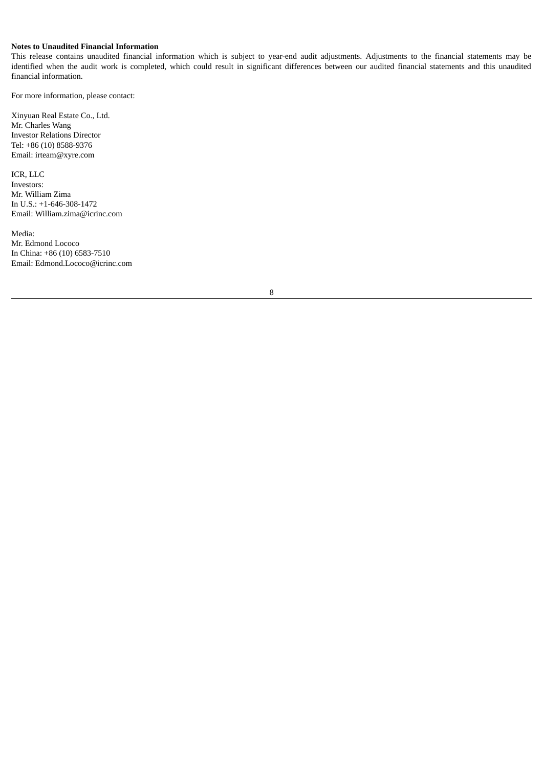**Notes to Unaudited Financial Information**

This release contains unaudited financial information which is subject to year-end audit adjustments. Adjustments to the financial statements may be identified when the audit work is completed, which could result in significant differences between our audited financial statements and this unaudited financial information.

For more information, please contact:

Xinyuan Real Estate Co., Ltd.
Mr. Charles Wang
Investor Relations Director
Tel: +86 (10) 8588-9376
Email: irteam@xyre.com

ICR, LLC
Investors:
Mr. William Zima
In U.S.: +1-646-308-1472
Email: William.zima@icrinc.com

Media:
Mr. Edmond Lococo
In China: +86 (10) 6583-7510
Email: Edmond.Lococo@icrinc.com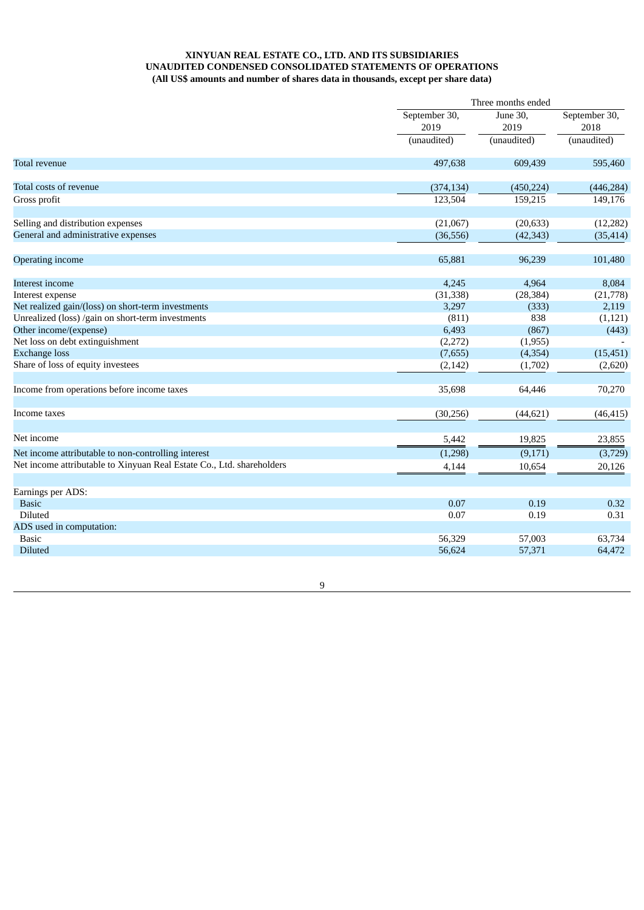**XINYUAN REAL ESTATE CO., LTD. AND ITS SUBSIDIARIES**
**UNAUDITED CONDENSED CONSOLIDATED STATEMENTS OF OPERATIONS**
**(All US$ amounts and number of shares data in thousands, except per share data)**

| | Three months ended | | |
|---|---|---|---|
| | September 30, 2019 | June 30, 2019 | September 30, 2018 |
| | (unaudited) | (unaudited) | (unaudited) |
| Total revenue | 497,638 | 609,439 | 595,460 |
| Total costs of revenue | (374,134) | (450,224) | (446,284) |
| Gross profit | 123,504 | 159,215 | 149,176 |
| Selling and distribution expenses | (21,067) | (20,633) | (12,282) |
| General and administrative expenses | (36,556) | (42,343) | (35,414) |
| Operating income | 65,881 | 96,239 | 101,480 |
| Interest income | 4,245 | 4,964 | 8,084 |
| Interest expense | (31,338) | (28,384) | (21,778) |
| Net realized gain/(loss) on short-term investments | 3,297 | (333) | 2,119 |
| Unrealized (loss) /gain on short-term investments | (811) | 838 | (1,121) |
| Other income/(expense) | 6,493 | (867) | (443) |
| Net loss on debt extinguishment | (2,272) | (1,955) | - |
| Exchange loss | (7,655) | (4,354) | (15,451) |
| Share of loss of equity investees | (2,142) | (1,702) | (2,620) |
| Income from operations before income taxes | 35,698 | 64,446 | 70,270 |
| Income taxes | (30,256) | (44,621) | (46,415) |
| Net income | 5,442 | 19,825 | 23,855 |
| Net income attributable to non-controlling interest | (1,298) | (9,171) | (3,729) |
| Net income attributable to Xinyuan Real Estate Co., Ltd. shareholders | 4,144 | 10,654 | 20,126 |
| Earnings per ADS: | | | |
| Basic | 0.07 | 0.19 | 0.32 |
| Diluted | 0.07 | 0.19 | 0.31 |
| ADS used in computation: | | | |
| Basic | 56,329 | 57,003 | 63,734 |
| Diluted | 56,624 | 57,371 | 64,472 |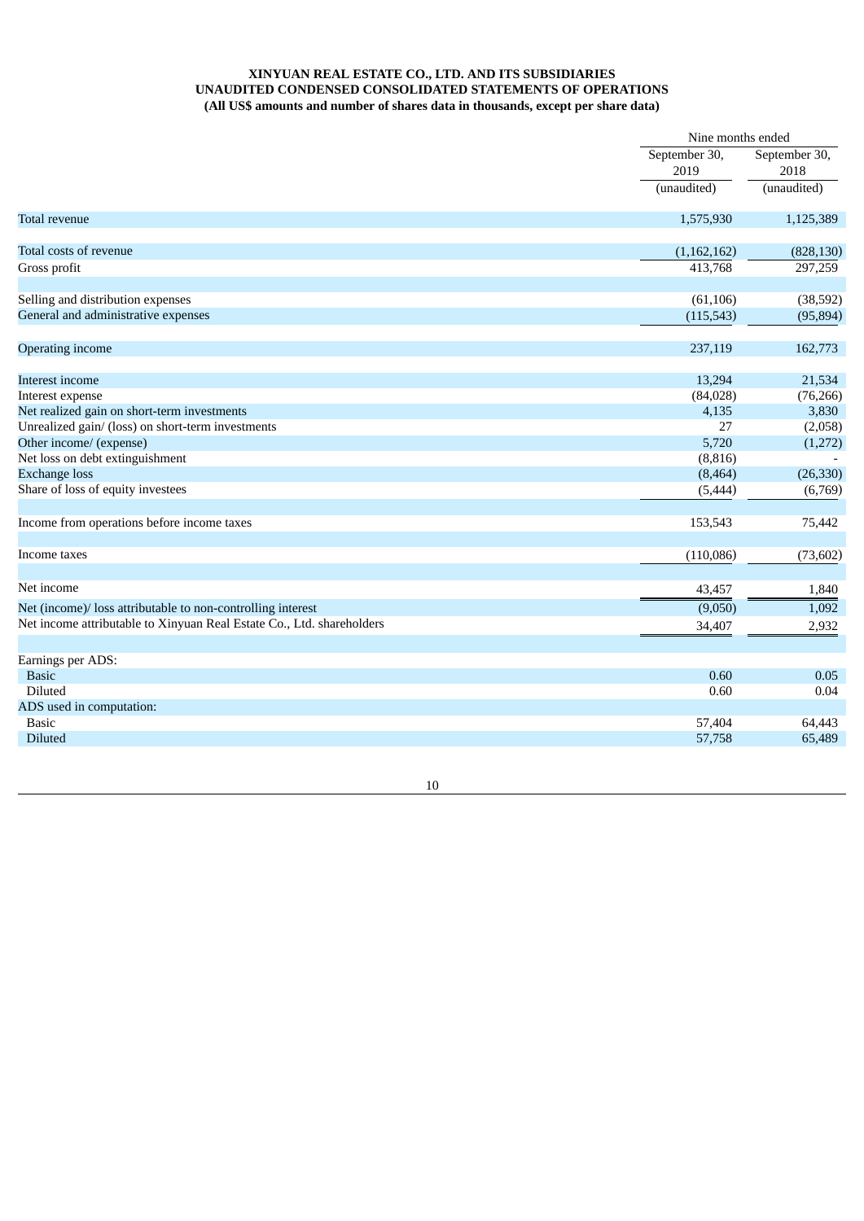**XINYUAN REAL ESTATE CO., LTD. AND ITS SUBSIDIARIES**
**UNAUDITED CONDENSED CONSOLIDATED STATEMENTS OF OPERATIONS**
**(All US$ amounts and number of shares data in thousands, except per share data)**

| | Nine months ended | |
|---|---|---|
| | September 30, 2019 | September 30, 2018 |
| | (unaudited) | (unaudited) |
| Total revenue | 1,575,930 | 1,125,389 |
| | | |
| Total costs of revenue | (1,162,162) | (828,130) |
| Gross profit | 413,768 | 297,259 |
| | | |
| Selling and distribution expenses | (61,106) | (38,592) |
| General and administrative expenses | (115,543) | (95,894) |
| | | |
| Operating income | 237,119 | 162,773 |
| | | |
| Interest income | 13,294 | 21,534 |
| Interest expense | (84,028) | (76,266) |
| Net realized gain on short-term investments | 4,135 | 3,830 |
| Unrealized gain/ (loss) on short-term investments | 27 | (2,058) |
| Other income/ (expense) | 5,720 | (1,272) |
| Net loss on debt extinguishment | (8,816) | - |
| Exchange loss | (8,464) | (26,330) |
| Share of loss of equity investees | (5,444) | (6,769) |
| | | |
| Income from operations before income taxes | 153,543 | 75,442 |
| | | |
| Income taxes | (110,086) | (73,602) |
| | | |
| Net income | 43,457 | 1,840 |
| Net (income)/ loss attributable to non-controlling interest | (9,050) | 1,092 |
| Net income attributable to Xinyuan Real Estate Co., Ltd. shareholders | 34,407 | 2,932 |
| | | |
| Earnings per ADS: | | |
| Basic | 0.60 | 0.05 |
| Diluted | 0.60 | 0.04 |
| ADS used in computation: | | |
| Basic | 57,404 | 64,443 |
| Diluted | 57,758 | 65,489 |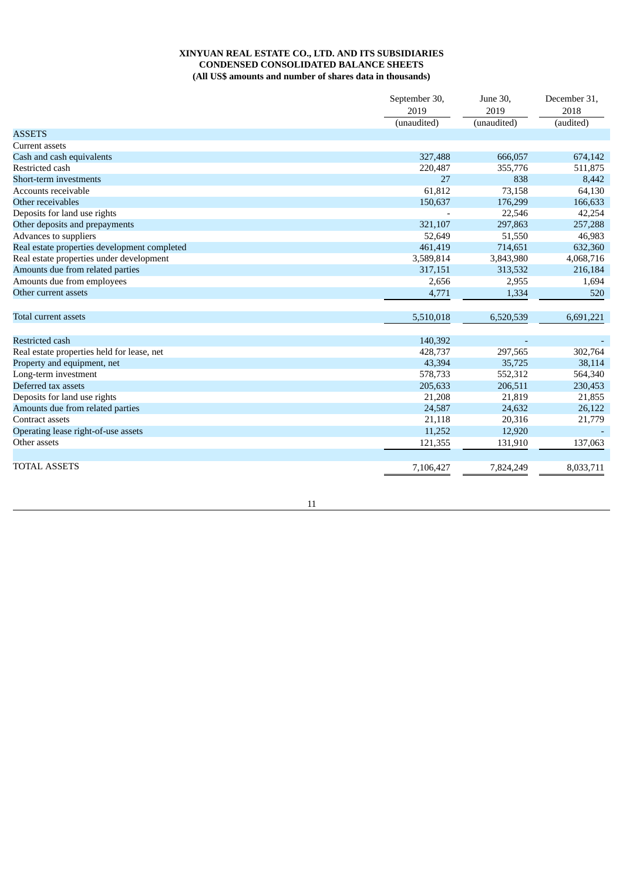**XINYUAN REAL ESTATE CO., LTD. AND ITS SUBSIDIARIES**
**CONDENSED CONSOLIDATED BALANCE SHEETS**
**(All US$ amounts and number of shares data in thousands)**

| | September 30, 2019 (unaudited) | June 30, 2019 (unaudited) | December 31, 2018 (audited) |
|---|---|---|---|
| ASSETS | | | |
| Current assets | | | |
| Cash and cash equivalents | 327,488 | 666,057 | 674,142 |
| Restricted cash | 220,487 | 355,776 | 511,875 |
| Short-term investments | 27 | 838 | 8,442 |
| Accounts receivable | 61,812 | 73,158 | 64,130 |
| Other receivables | 150,637 | 176,299 | 166,633 |
| Deposits for land use rights | - | 22,546 | 42,254 |
| Other deposits and prepayments | 321,107 | 297,863 | 257,288 |
| Advances to suppliers | 52,649 | 51,550 | 46,983 |
| Real estate properties development completed | 461,419 | 714,651 | 632,360 |
| Real estate properties under development | 3,589,814 | 3,843,980 | 4,068,716 |
| Amounts due from related parties | 317,151 | 313,532 | 216,184 |
| Amounts due from employees | 2,656 | 2,955 | 1,694 |
| Other current assets | 4,771 | 1,334 | 520 |
| Total current assets | 5,510,018 | 6,520,539 | 6,691,221 |
| Restricted cash | 140,392 | - | - |
| Real estate properties held for lease, net | 428,737 | 297,565 | 302,764 |
| Property and equipment, net | 43,394 | 35,725 | 38,114 |
| Long-term investment | 578,733 | 552,312 | 564,340 |
| Deferred tax assets | 205,633 | 206,511 | 230,453 |
| Deposits for land use rights | 21,208 | 21,819 | 21,855 |
| Amounts due from related parties | 24,587 | 24,632 | 26,122 |
| Contract assets | 21,118 | 20,316 | 21,779 |
| Operating lease right-of-use assets | 11,252 | 12,920 | - |
| Other assets | 121,355 | 131,910 | 137,063 |
| TOTAL ASSETS | 7,106,427 | 7,824,249 | 8,033,711 |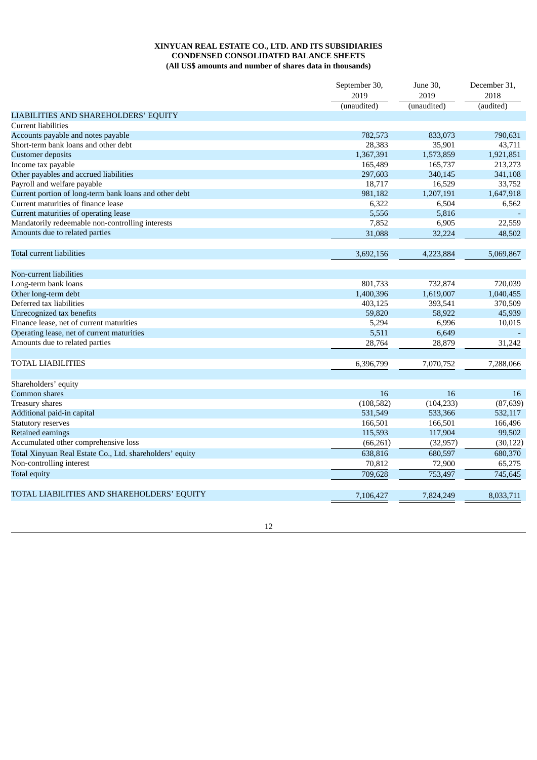**XINYUAN REAL ESTATE CO., LTD. AND ITS SUBSIDIARIES**
**CONDENSED CONSOLIDATED BALANCE SHEETS**
**(All US$ amounts and number of shares data in thousands)**

| | September 30, 2019 (unaudited) | June 30, 2019 (unaudited) | December 31, 2018 (audited) |
|---|---|---|---|
| LIABILITIES AND SHAREHOLDERS' EQUITY | | | |
| Current liabilities | | | |
| Accounts payable and notes payable | 782,573 | 833,073 | 790,631 |
| Short-term bank loans and other debt | 28,383 | 35,901 | 43,711 |
| Customer deposits | 1,367,391 | 1,573,859 | 1,921,851 |
| Income tax payable | 165,489 | 165,737 | 213,273 |
| Other payables and accrued liabilities | 297,603 | 340,145 | 341,108 |
| Payroll and welfare payable | 18,717 | 16,529 | 33,752 |
| Current portion of long-term bank loans and other debt | 981,182 | 1,207,191 | 1,647,918 |
| Current maturities of finance lease | 6,322 | 6,504 | 6,562 |
| Current maturities of operating lease | 5,556 | 5,816 | - |
| Mandatorily redeemable non-controlling interests | 7,852 | 6,905 | 22,559 |
| Amounts due to related parties | 31,088 | 32,224 | 48,502 |
| Total current liabilities | 3,692,156 | 4,223,884 | 5,069,867 |
| Non-current liabilities | | | |
| Long-term bank loans | 801,733 | 732,874 | 720,039 |
| Other long-term debt | 1,400,396 | 1,619,007 | 1,040,455 |
| Deferred tax liabilities | 403,125 | 393,541 | 370,509 |
| Unrecognized tax benefits | 59,820 | 58,922 | 45,939 |
| Finance lease, net of current maturities | 5,294 | 6,996 | 10,015 |
| Operating lease, net of current maturities | 5,511 | 6,649 | - |
| Amounts due to related parties | 28,764 | 28,879 | 31,242 |
| TOTAL LIABILITIES | 6,396,799 | 7,070,752 | 7,288,066 |
| Shareholders' equity | | | |
| Common shares | 16 | 16 | 16 |
| Treasury shares | (108,582) | (104,233) | (87,639) |
| Additional paid-in capital | 531,549 | 533,366 | 532,117 |
| Statutory reserves | 166,501 | 166,501 | 166,496 |
| Retained earnings | 115,593 | 117,904 | 99,502 |
| Accumulated other comprehensive loss | (66,261) | (32,957) | (30,122) |
| Total Xinyuan Real Estate Co., Ltd. shareholders' equity | 638,816 | 680,597 | 680,370 |
| Non-controlling interest | 70,812 | 72,900 | 65,275 |
| Total equity | 709,628 | 753,497 | 745,645 |
| TOTAL LIABILITIES AND SHAREHOLDERS' EQUITY | 7,106,427 | 7,824,249 | 8,033,711 |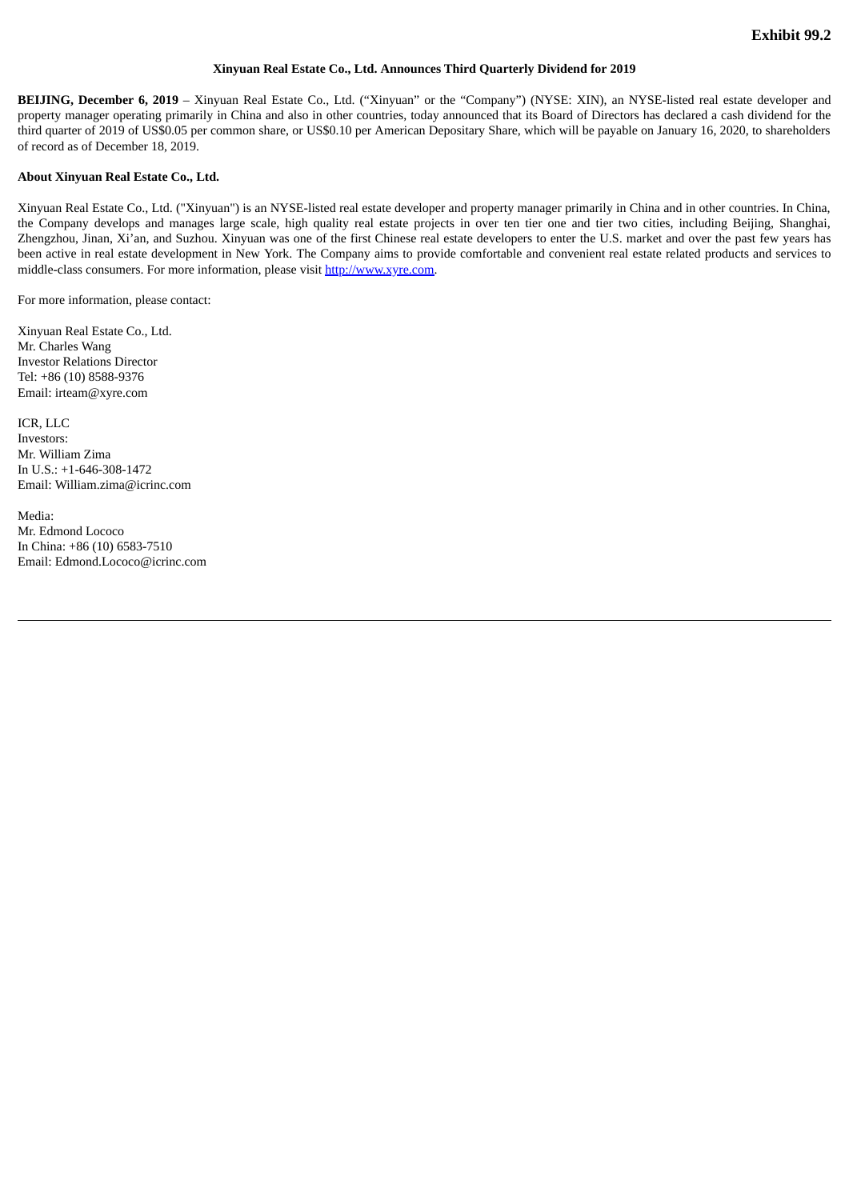**Exhibit 99.2**

**Xinyuan Real Estate Co., Ltd. Announces Third Quarterly Dividend for 2019**

**BEIJING, December 6, 2019** – Xinyuan Real Estate Co., Ltd. ("Xinyuan" or the "Company") (NYSE: XIN), an NYSE-listed real estate developer and property manager operating primarily in China and also in other countries, today announced that its Board of Directors has declared a cash dividend for the third quarter of 2019 of US$0.05 per common share, or US$0.10 per American Depositary Share, which will be payable on January 16, 2020, to shareholders of record as of December 18, 2019.

**About Xinyuan Real Estate Co., Ltd.**

Xinyuan Real Estate Co., Ltd. ("Xinyuan") is an NYSE-listed real estate developer and property manager primarily in China and in other countries. In China, the Company develops and manages large scale, high quality real estate projects in over ten tier one and tier two cities, including Beijing, Shanghai, Zhengzhou, Jinan, Xi'an, and Suzhou. Xinyuan was one of the first Chinese real estate developers to enter the U.S. market and over the past few years has been active in real estate development in New York. The Company aims to provide comfortable and convenient real estate related products and services to middle-class consumers. For more information, please visit http://www.xyre.com.

For more information, please contact:

Xinyuan Real Estate Co., Ltd.
Mr. Charles Wang
Investor Relations Director
Tel: +86 (10) 8588-9376
Email: irteam@xyre.com

ICR, LLC
Investors:
Mr. William Zima
In U.S.: +1-646-308-1472
Email: William.zima@icrinc.com

Media:
Mr. Edmond Lococo
In China: +86 (10) 6583-7510
Email: Edmond.Lococo@icrinc.com